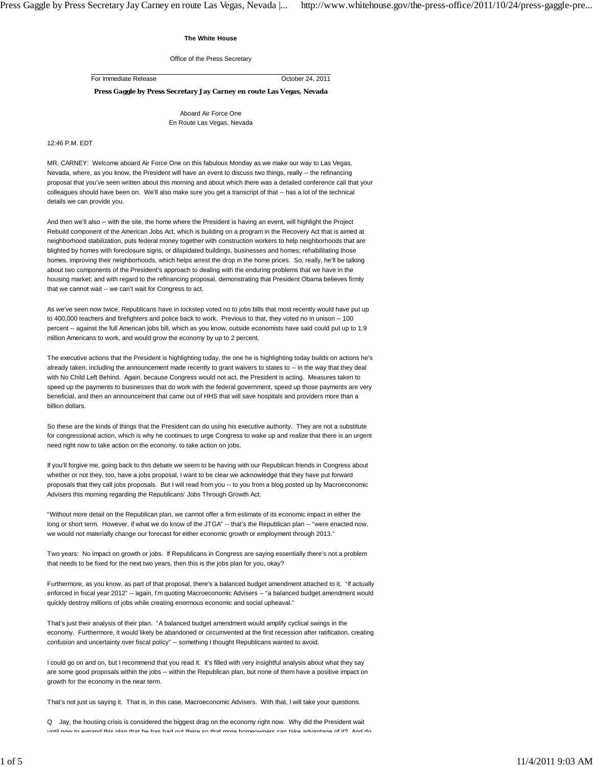**The White House**

Office of the Press Secretary

For Immediate Release October 24, 2011

**Press Gaggle by Press Secretary Jay Carney en route Las Vegas, Nevada**

Aboard Air Force One
En Route Las Vegas, Nevada

12:46 P.M. EDT

MR. CARNEY: Welcome aboard Air Force One on this fabulous Monday as we make our way to Las Vegas, Nevada, where, as you know, the President will have an event to discuss two things, really -- the refinancing proposal that you've seen written about this morning and about which there was a detailed conference call that your colleagues should have been on. We'll also make sure you get a transcript of that -- has a lot of the technical details we can provide you.

And then we'll also -- with the site, the home where the President is having an event, will highlight the Project Rebuild component of the American Jobs Act, which is building on a program in the Recovery Act that is aimed at neighborhood stabilization, puts federal money together with construction workers to help neighborhoods that are blighted by homes with foreclosure signs, or dilapidated buildings, businesses and homes; rehabilitating those homes, improving their neighborhoods, which helps arrest the drop in the home prices. So, really, he'll be talking about two components of the President's approach to dealing with the enduring problems that we have in the housing market; and with regard to the refinancing proposal, demonstrating that President Obama believes firmly that we cannot wait -- we can't wait for Congress to act.

As we've seen now twice, Republicans have in lockstep voted no to jobs bills that most recently would have put up to 400,000 teachers and firefighters and police back to work. Previous to that, they voted no in unison -- 100 percent -- against the full American jobs bill, which as you know, outside economists have said could put up to 1.9 million Americans to work, and would grow the economy by up to 2 percent.

The executive actions that the President is highlighting today, the one he is highlighting today builds on actions he's already taken, including the announcement made recently to grant waivers to states to -- in the way that they deal with No Child Left Behind. Again, because Congress would not act, the President is acting. Measures taken to speed up the payments to businesses that do work with the federal government, speed up those payments are very beneficial, and then an announcement that came out of HHS that will save hospitals and providers more than a billion dollars.

So these are the kinds of things that the President can do using his executive authority. They are not a substitute for congressional action, which is why he continues to urge Congress to wake up and realize that there is an urgent need right now to take action on the economy, to take action on jobs.

If you'll forgive me, going back to this debate we seem to be having with our Republican friends in Congress about whether or not they, too, have a jobs proposal, I want to be clear we acknowledge that they have put forward proposals that they call jobs proposals. But I will read from you -- to you from a blog posted up by Macroeconomic Advisers this morning regarding the Republicans' Jobs Through Growth Act:

"Without more detail on the Republican plan, we cannot offer a firm estimate of its economic impact in either the long or short term. However, if what we do know of the JTGA" -- that's the Republican plan -- "were enacted now, we would not materially change our forecast for either economic growth or employment through 2013."

Two years: No impact on growth or jobs. If Republicans in Congress are saying essentially there's not a problem that needs to be fixed for the next two years, then this is the jobs plan for you, okay?

Furthermore, as you know, as part of that proposal, there's a balanced budget amendment attached to it. "If actually enforced in fiscal year 2012" -- again, I'm quoting Macroeconomic Advisers -- "a balanced budget amendment would quickly destroy millions of jobs while creating enormous economic and social upheaval."

That's just their analysis of their plan. "A balanced budget amendment would amplify cyclical swings in the economy. Furthermore, it would likely be abandoned or circumvented at the first recession after ratification, creating confusion and uncertainty over fiscal policy" -- something I thought Republicans wanted to avoid.

I could go on and on, but I recommend that you read it. It's filled with very insightful analysis about what they say are some good proposals within the jobs -- within the Republican plan, but none of them have a positive impact on growth for the economy in the near term.

That's not just us saying it. That is, in this case, Macroeconomic Advisers. With that, I will take your questions.

Q Jay, the housing crisis is considered the biggest drag on the economy right now. Why did the President wait until now to expand this plan that he has had out there so that more homeowners can take advantage of it? And do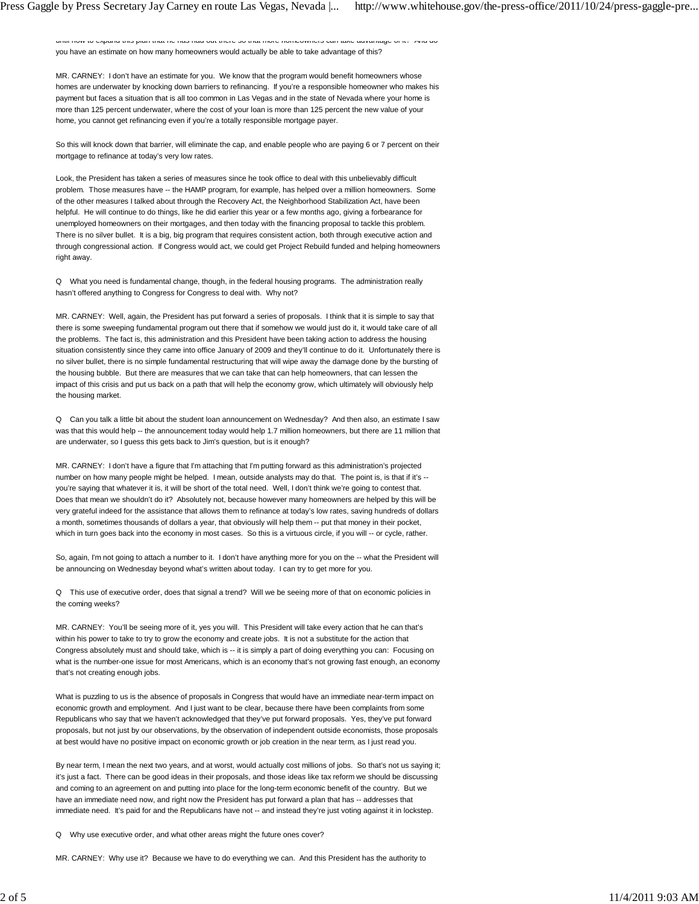until how to expand this plan that he has had out there so that more homeowners can take advantage of it? And do you have an estimate on how many homeowners would actually be able to take advantage of this?

MR. CARNEY: I don't have an estimate for you. We know that the program would benefit homeowners whose homes are underwater by knocking down barriers to refinancing. If you're a responsible homeowner who makes his payment but faces a situation that is all too common in Las Vegas and in the state of Nevada where your home is more than 125 percent underwater, where the cost of your loan is more than 125 percent the new value of your home, you cannot get refinancing even if you're a totally responsible mortgage payer.

So this will knock down that barrier, will eliminate the cap, and enable people who are paying 6 or 7 percent on their mortgage to refinance at today's very low rates.

Look, the President has taken a series of measures since he took office to deal with this unbelievably difficult problem. Those measures have -- the HAMP program, for example, has helped over a million homeowners. Some of the other measures I talked about through the Recovery Act, the Neighborhood Stabilization Act, have been helpful. He will continue to do things, like he did earlier this year or a few months ago, giving a forbearance for unemployed homeowners on their mortgages, and then today with the financing proposal to tackle this problem. There is no silver bullet. It is a big, big program that requires consistent action, both through executive action and through congressional action. If Congress would act, we could get Project Rebuild funded and helping homeowners right away.

Q What you need is fundamental change, though, in the federal housing programs. The administration really hasn't offered anything to Congress for Congress to deal with. Why not?

MR. CARNEY: Well, again, the President has put forward a series of proposals. I think that it is simple to say that there is some sweeping fundamental program out there that if somehow we would just do it, it would take care of all the problems. The fact is, this administration and this President have been taking action to address the housing situation consistently since they came into office January of 2009 and they'll continue to do it. Unfortunately there is no silver bullet, there is no simple fundamental restructuring that will wipe away the damage done by the bursting of the housing bubble. But there are measures that we can take that can help homeowners, that can lessen the impact of this crisis and put us back on a path that will help the economy grow, which ultimately will obviously help the housing market.

Q Can you talk a little bit about the student loan announcement on Wednesday? And then also, an estimate I saw was that this would help -- the announcement today would help 1.7 million homeowners, but there are 11 million that are underwater, so I guess this gets back to Jim's question, but is it enough?

MR. CARNEY: I don't have a figure that I'm attaching that I'm putting forward as this administration's projected number on how many people might be helped. I mean, outside analysts may do that. The point is, is that if it's -- you're saying that whatever it is, it will be short of the total need. Well, I don't think we're going to contest that. Does that mean we shouldn't do it? Absolutely not, because however many homeowners are helped by this will be very grateful indeed for the assistance that allows them to refinance at today's low rates, saving hundreds of dollars a month, sometimes thousands of dollars a year, that obviously will help them -- put that money in their pocket, which in turn goes back into the economy in most cases. So this is a virtuous circle, if you will -- or cycle, rather.

So, again, I'm not going to attach a number to it. I don't have anything more for you on the -- what the President will be announcing on Wednesday beyond what's written about today. I can try to get more for you.

Q This use of executive order, does that signal a trend? Will we be seeing more of that on economic policies in the coming weeks?

MR. CARNEY: You'll be seeing more of it, yes you will. This President will take every action that he can that's within his power to take to try to grow the economy and create jobs. It is not a substitute for the action that Congress absolutely must and should take, which is -- it is simply a part of doing everything you can: Focusing on what is the number-one issue for most Americans, which is an economy that's not growing fast enough, an economy that's not creating enough jobs.

What is puzzling to us is the absence of proposals in Congress that would have an immediate near-term impact on economic growth and employment. And I just want to be clear, because there have been complaints from some Republicans who say that we haven't acknowledged that they've put forward proposals. Yes, they've put forward proposals, but not just by our observations, by the observation of independent outside economists, those proposals at best would have no positive impact on economic growth or job creation in the near term, as I just read you.

By near term, I mean the next two years, and at worst, would actually cost millions of jobs. So that's not us saying it; it's just a fact. There can be good ideas in their proposals, and those ideas like tax reform we should be discussing and coming to an agreement on and putting into place for the long-term economic benefit of the country. But we have an immediate need now, and right now the President has put forward a plan that has -- addresses that immediate need. It's paid for and the Republicans have not -- and instead they're just voting against it in lockstep.

Q Why use executive order, and what other areas might the future ones cover?

MR. CARNEY: Why use it? Because we have to do everything we can. And this President has the authority to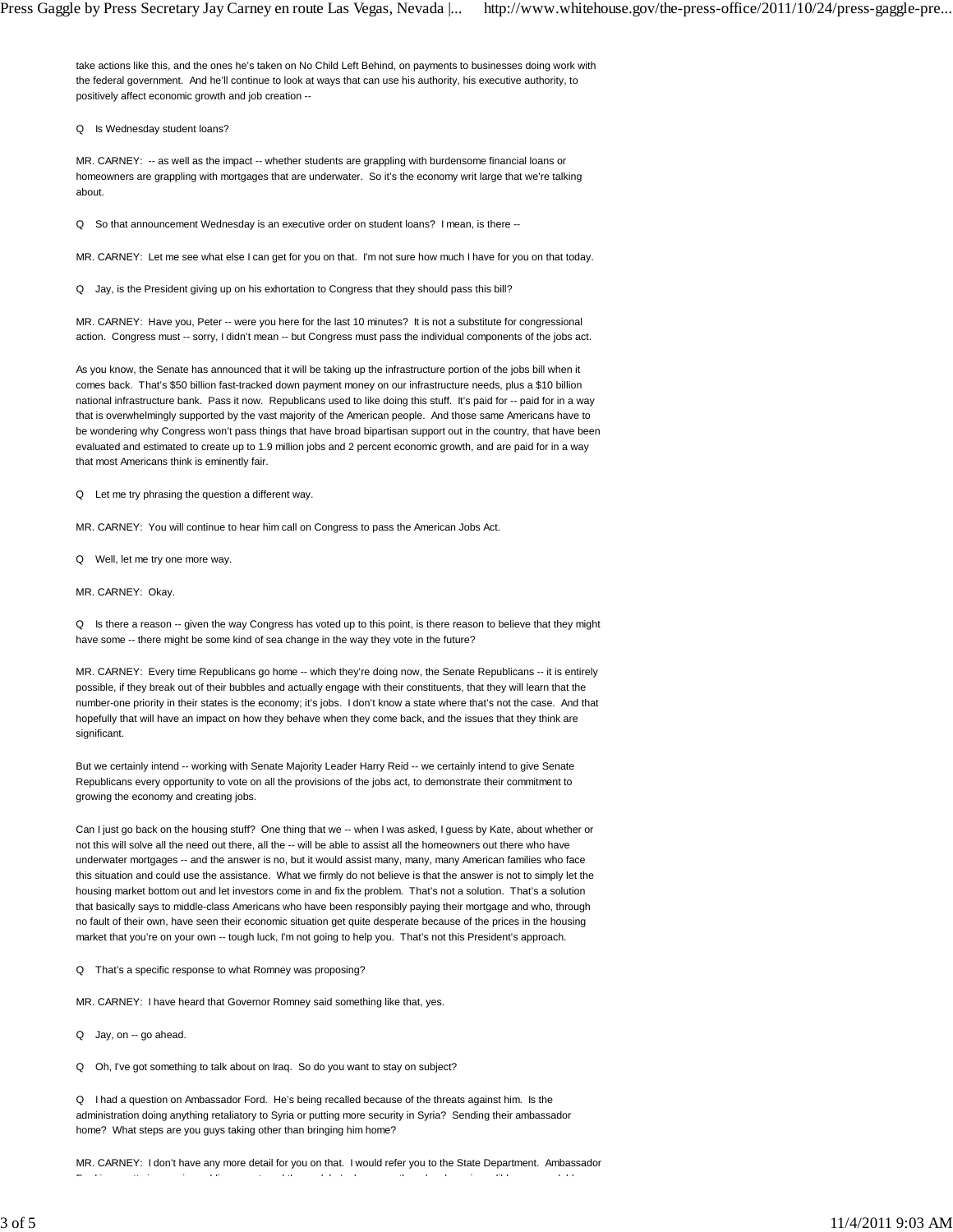take actions like this, and the ones he's taken on No Child Left Behind, on payments to businesses doing work with the federal government. And he'll continue to look at ways that can use his authority, his executive authority, to positively affect economic growth and job creation --

Q Is Wednesday student loans?

MR. CARNEY: -- as well as the impact -- whether students are grappling with burdensome financial loans or homeowners are grappling with mortgages that are underwater. So it's the economy writ large that we're talking about.

Q So that announcement Wednesday is an executive order on student loans? I mean, is there --

MR. CARNEY: Let me see what else I can get for you on that. I'm not sure how much I have for you on that today.

Q Jay, is the President giving up on his exhortation to Congress that they should pass this bill?

MR. CARNEY: Have you, Peter -- were you here for the last 10 minutes? It is not a substitute for congressional action. Congress must -- sorry, I didn't mean -- but Congress must pass the individual components of the jobs act.

As you know, the Senate has announced that it will be taking up the infrastructure portion of the jobs bill when it comes back. That's $50 billion fast-tracked down payment money on our infrastructure needs, plus a $10 billion national infrastructure bank. Pass it now. Republicans used to like doing this stuff. It's paid for -- paid for in a way that is overwhelmingly supported by the vast majority of the American people. And those same Americans have to be wondering why Congress won't pass things that have broad bipartisan support out in the country, that have been evaluated and estimated to create up to 1.9 million jobs and 2 percent economic growth, and are paid for in a way that most Americans think is eminently fair.

Q Let me try phrasing the question a different way.

MR. CARNEY: You will continue to hear him call on Congress to pass the American Jobs Act.

Q Well, let me try one more way.

MR. CARNEY: Okay.

Q Is there a reason -- given the way Congress has voted up to this point, is there reason to believe that they might have some -- there might be some kind of sea change in the way they vote in the future?

MR. CARNEY: Every time Republicans go home -- which they're doing now, the Senate Republicans -- it is entirely possible, if they break out of their bubbles and actually engage with their constituents, that they will learn that the number-one priority in their states is the economy; it's jobs. I don't know a state where that's not the case. And that hopefully that will have an impact on how they behave when they come back, and the issues that they think are significant.

But we certainly intend -- working with Senate Majority Leader Harry Reid -- we certainly intend to give Senate Republicans every opportunity to vote on all the provisions of the jobs act, to demonstrate their commitment to growing the economy and creating jobs.

Can I just go back on the housing stuff? One thing that we -- when I was asked, I guess by Kate, about whether or not this will solve all the need out there, all the -- will be able to assist all the homeowners out there who have underwater mortgages -- and the answer is no, but it would assist many, many, many American families who face this situation and could use the assistance. What we firmly do not believe is that the answer is not to simply let the housing market bottom out and let investors come in and fix the problem. That's not a solution. That's a solution that basically says to middle-class Americans who have been responsibly paying their mortgage and who, through no fault of their own, have seen their economic situation get quite desperate because of the prices in the housing market that you're on your own -- tough luck, I'm not going to help you. That's not this President's approach.

Q That's a specific response to what Romney was proposing?

MR. CARNEY: I have heard that Governor Romney said something like that, yes.

Q Jay, on -- go ahead.

Q Oh, I've got something to talk about on Iraq. So do you want to stay on subject?

Q I had a question on Ambassador Ford. He's being recalled because of the threats against him. Is the administration doing anything retaliatory to Syria or putting more security in Syria? Sending their ambassador home? What steps are you guys taking other than bringing him home?

MR. CARNEY: I don't have any more detail for you on that. I would refer you to the State Department. Ambassador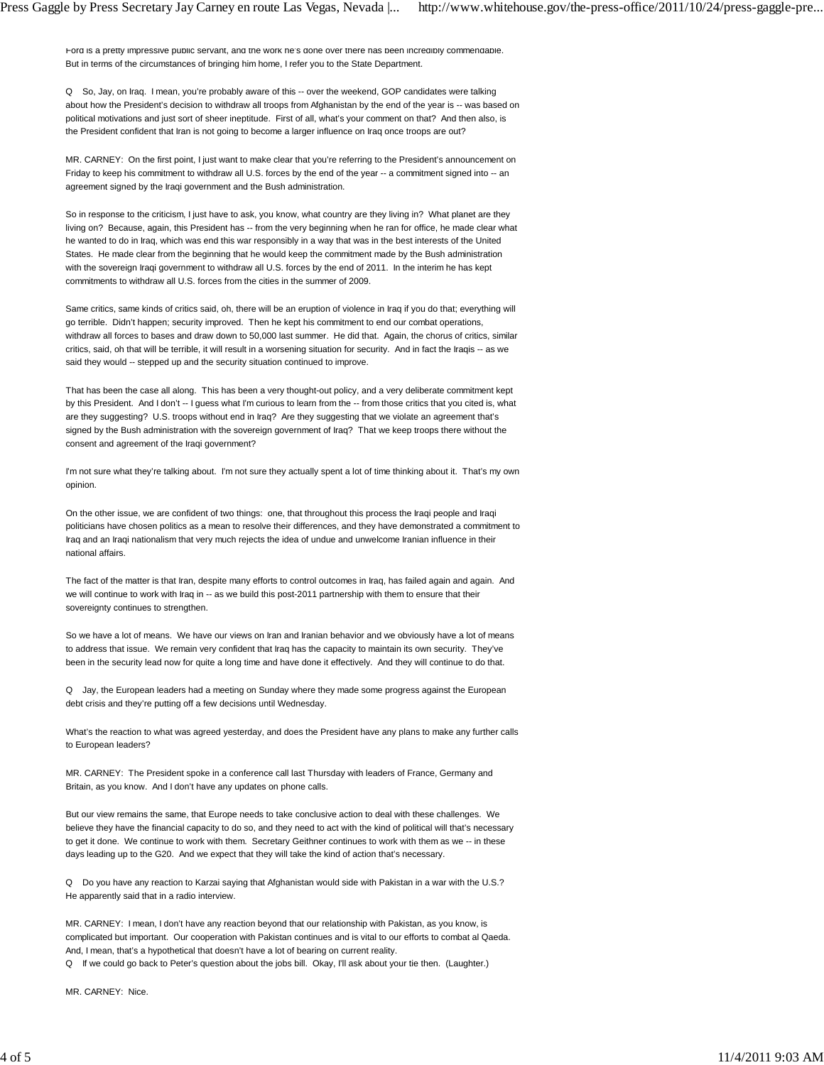Ford is a pretty impressive public servant, and the work he's done over there has been incredibly commendable. But in terms of the circumstances of bringing him home, I refer you to the State Department.

Q So, Jay, on Iraq. I mean, you're probably aware of this -- over the weekend, GOP candidates were talking about how the President's decision to withdraw all troops from Afghanistan by the end of the year is -- was based on political motivations and just sort of sheer ineptitude. First of all, what's your comment on that? And then also, is the President confident that Iran is not going to become a larger influence on Iraq once troops are out?

MR. CARNEY: On the first point, I just want to make clear that you're referring to the President's announcement on Friday to keep his commitment to withdraw all U.S. forces by the end of the year -- a commitment signed into -- an agreement signed by the Iraqi government and the Bush administration.

So in response to the criticism, I just have to ask, you know, what country are they living in? What planet are they living on? Because, again, this President has -- from the very beginning when he ran for office, he made clear what he wanted to do in Iraq, which was end this war responsibly in a way that was in the best interests of the United States. He made clear from the beginning that he would keep the commitment made by the Bush administration with the sovereign Iraqi government to withdraw all U.S. forces by the end of 2011. In the interim he has kept commitments to withdraw all U.S. forces from the cities in the summer of 2009.

Same critics, same kinds of critics said, oh, there will be an eruption of violence in Iraq if you do that; everything will go terrible. Didn't happen; security improved. Then he kept his commitment to end our combat operations, withdraw all forces to bases and draw down to 50,000 last summer. He did that. Again, the chorus of critics, similar critics, said, oh that will be terrible, it will result in a worsening situation for security. And in fact the Iraqis -- as we said they would -- stepped up and the security situation continued to improve.

That has been the case all along. This has been a very thought-out policy, and a very deliberate commitment kept by this President. And I don't -- I guess what I'm curious to learn from the -- from those critics that you cited is, what are they suggesting? U.S. troops without end in Iraq? Are they suggesting that we violate an agreement that's signed by the Bush administration with the sovereign government of Iraq? That we keep troops there without the consent and agreement of the Iraqi government?

I'm not sure what they're talking about. I'm not sure they actually spent a lot of time thinking about it. That's my own opinion.

On the other issue, we are confident of two things: one, that throughout this process the Iraqi people and Iraqi politicians have chosen politics as a mean to resolve their differences, and they have demonstrated a commitment to Iraq and an Iraqi nationalism that very much rejects the idea of undue and unwelcome Iranian influence in their national affairs.

The fact of the matter is that Iran, despite many efforts to control outcomes in Iraq, has failed again and again. And we will continue to work with Iraq in -- as we build this post-2011 partnership with them to ensure that their sovereignty continues to strengthen.

So we have a lot of means. We have our views on Iran and Iranian behavior and we obviously have a lot of means to address that issue. We remain very confident that Iraq has the capacity to maintain its own security. They've been in the security lead now for quite a long time and have done it effectively. And they will continue to do that.

Q Jay, the European leaders had a meeting on Sunday where they made some progress against the European debt crisis and they're putting off a few decisions until Wednesday.

What's the reaction to what was agreed yesterday, and does the President have any plans to make any further calls to European leaders?

MR. CARNEY: The President spoke in a conference call last Thursday with leaders of France, Germany and Britain, as you know. And I don't have any updates on phone calls.

But our view remains the same, that Europe needs to take conclusive action to deal with these challenges. We believe they have the financial capacity to do so, and they need to act with the kind of political will that's necessary to get it done. We continue to work with them. Secretary Geithner continues to work with them as we -- in these days leading up to the G20. And we expect that they will take the kind of action that's necessary.

Q Do you have any reaction to Karzai saying that Afghanistan would side with Pakistan in a war with the U.S.? He apparently said that in a radio interview.

MR. CARNEY: I mean, I don't have any reaction beyond that our relationship with Pakistan, as you know, is complicated but important. Our cooperation with Pakistan continues and is vital to our efforts to combat al Qaeda. And, I mean, that's a hypothetical that doesn't have a lot of bearing on current reality.

Q If we could go back to Peter's question about the jobs bill. Okay, I'll ask about your tie then. (Laughter.)

MR. CARNEY: Nice.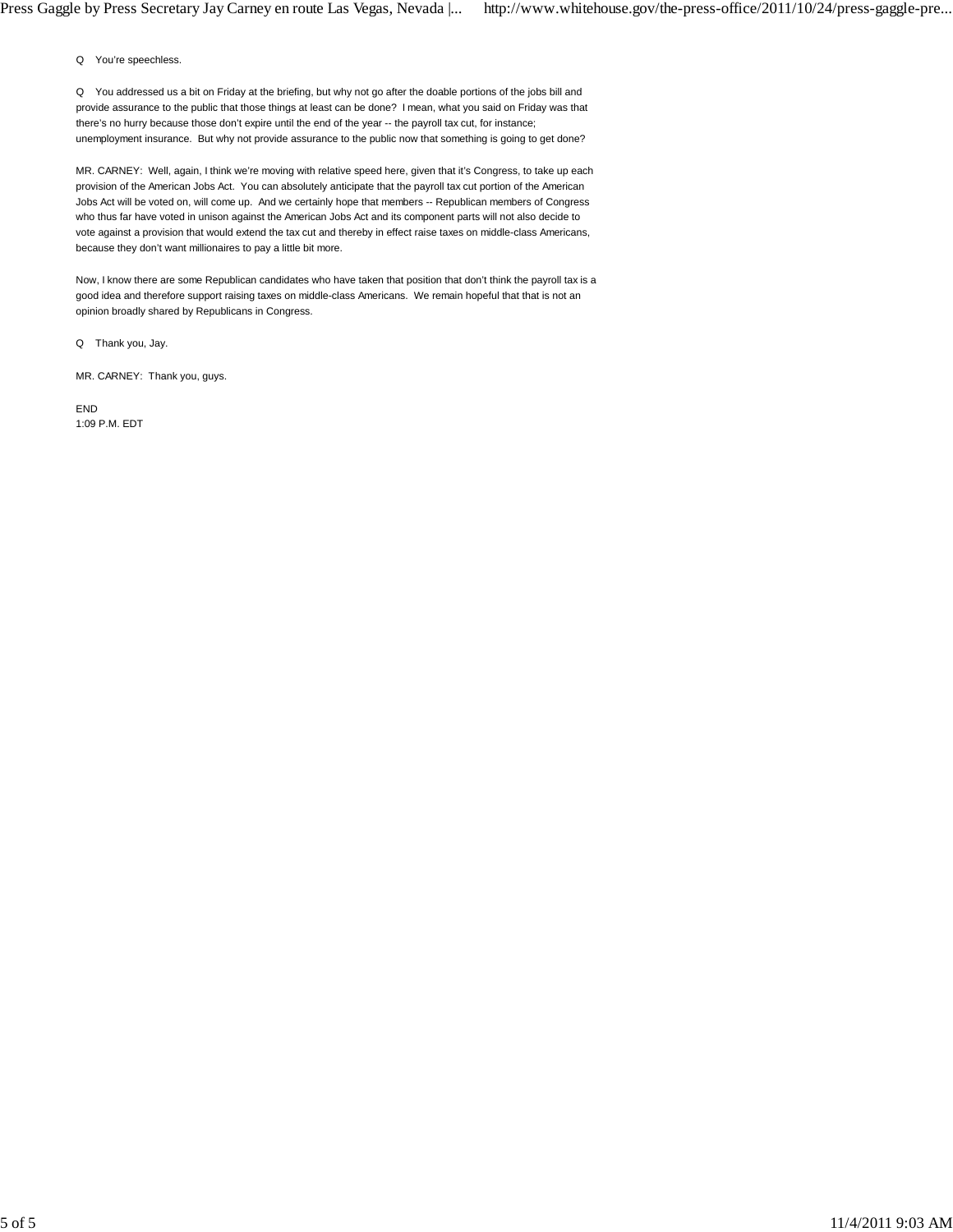Q You're speechless.

Q You addressed us a bit on Friday at the briefing, but why not go after the doable portions of the jobs bill and provide assurance to the public that those things at least can be done? I mean, what you said on Friday was that there's no hurry because those don't expire until the end of the year -- the payroll tax cut, for instance; unemployment insurance. But why not provide assurance to the public now that something is going to get done?

MR. CARNEY: Well, again, I think we're moving with relative speed here, given that it's Congress, to take up each provision of the American Jobs Act. You can absolutely anticipate that the payroll tax cut portion of the American Jobs Act will be voted on, will come up. And we certainly hope that members -- Republican members of Congress who thus far have voted in unison against the American Jobs Act and its component parts will not also decide to vote against a provision that would extend the tax cut and thereby in effect raise taxes on middle-class Americans, because they don't want millionaires to pay a little bit more.

Now, I know there are some Republican candidates who have taken that position that don't think the payroll tax is a good idea and therefore support raising taxes on middle-class Americans. We remain hopeful that that is not an opinion broadly shared by Republicans in Congress.

Q Thank you, Jay.

MR. CARNEY: Thank you, guys.

END
1:09 P.M. EDT